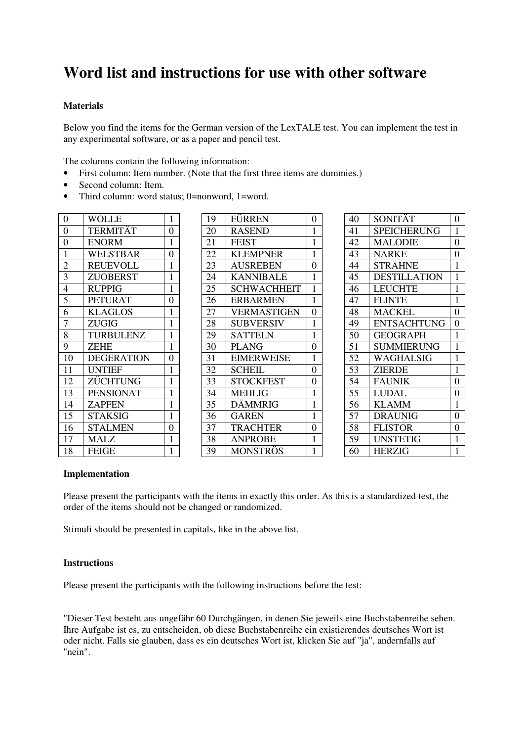# Word list and instructions for use with other software

**Materials**

Below you find the items for the German version of the LexTALE test. You can implement the test in any experimental software, or as a paper and pencil test.

The columns contain the following information:

- First column: Item number. (Note that the first three items are dummies.)
- Second column: Item.
- Third column: word status; 0=nonword, 1=word.

| | | |
|---|---|---|
| 0 | WOLLE | 1 |
| 0 | TERMITÄT | 0 |
| 0 | ENORM | 1 |
| 1 | WELSTBAR | 0 |
| 2 | REUEVOLL | 1 |
| 3 | ZUOBERST | 1 |
| 4 | RUPPIG | 1 |
| 5 | PETURAT | 0 |
| 6 | KLAGLOS | 1 |
| 7 | ZUGIG | 1 |
| 8 | TURBULENZ | 1 |
| 9 | ZEHE | 1 |
| 10 | DEGERATION | 0 |
| 11 | UNTIEF | 1 |
| 12 | ZÜCHTUNG | 1 |
| 13 | PENSIONAT | 1 |
| 14 | ZAPFEN | 1 |
| 15 | STAKSIG | 1 |
| 16 | STALMEN | 0 |
| 17 | MALZ | 1 |
| 18 | FEIGE | 1 |
| 19 | FÜRREN | 0 |
| 20 | RASEND | 1 |
| 21 | FEIST | 1 |
| 22 | KLEMPNER | 1 |
| 23 | AUSREBEN | 0 |
| 24 | KANNIBALE | 1 |
| 25 | SCHWACHHEIT | 1 |
| 26 | ERBARMEN | 1 |
| 27 | VERMASTIGEN | 0 |
| 28 | SUBVERSIV | 1 |
| 29 | SATTELN | 1 |
| 30 | PLANG | 0 |
| 31 | EIMERWEISE | 1 |
| 32 | SCHEIL | 0 |
| 33 | STOCKFEST | 0 |
| 34 | MEHLIG | 1 |
| 35 | DÄMMRIG | 1 |
| 36 | GAREN | 1 |
| 37 | TRACHTER | 0 |
| 38 | ANPROBE | 1 |
| 39 | MONSTRÖS | 1 |
| 40 | SONITÄT | 0 |
| 41 | SPEICHERUNG | 1 |
| 42 | MALODIE | 0 |
| 43 | NARKE | 0 |
| 44 | STRÄHNE | 1 |
| 45 | DESTILLATION | 1 |
| 46 | LEUCHTE | 1 |
| 47 | FLINTE | 1 |
| 48 | MACKEL | 0 |
| 49 | ENTSACHTUNG | 0 |
| 50 | GEOGRAPH | 1 |
| 51 | SUMMIERUNG | 1 |
| 52 | WAGHALSIG | 1 |
| 53 | ZIERDE | 1 |
| 54 | FAUNIK | 0 |
| 55 | LUDAL | 0 |
| 56 | KLAMM | 1 |
| 57 | DRAUNIG | 0 |
| 58 | FLISTOR | 0 |
| 59 | UNSTETIG | 1 |
| 60 | HERZIG | 1 |

**Implementation**

Please present the participants with the items in exactly this order. As this is a standardized test, the order of the items should not be changed or randomized.

Stimuli should be presented in capitals, like in the above list.

**Instructions**

Please present the participants with the following instructions before the test:

"Dieser Test besteht aus ungefähr 60 Durchgängen, in denen Sie jeweils eine Buchstabenreihe sehen. Ihre Aufgabe ist es, zu entscheiden, ob diese Buchstabenreihe ein existierendes deutsches Wort ist oder nicht. Falls sie glauben, dass es ein deutsches Wort ist, klicken Sie auf "ja", andernfalls auf "nein".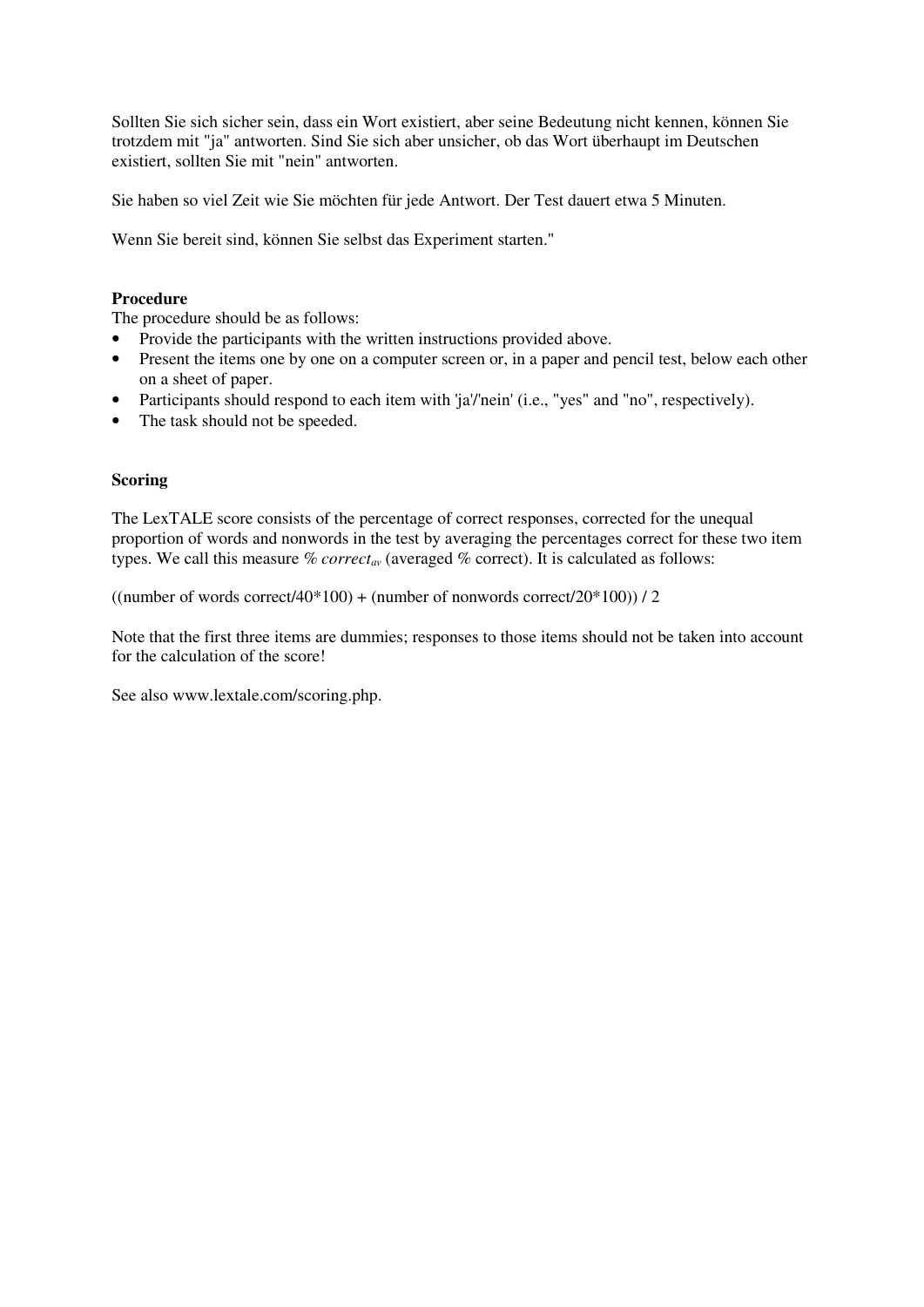Sollten Sie sich sicher sein, dass ein Wort existiert, aber seine Bedeutung nicht kennen, können Sie trotzdem mit "ja" antworten. Sind Sie sich aber unsicher, ob das Wort überhaupt im Deutschen existiert, sollten Sie mit "nein" antworten.

Sie haben so viel Zeit wie Sie möchten für jede Antwort. Der Test dauert etwa 5 Minuten.

Wenn Sie bereit sind, können Sie selbst das Experiment starten."

**Procedure**

The procedure should be as follows:

- Provide the participants with the written instructions provided above.
- Present the items one by one on a computer screen or, in a paper and pencil test, below each other on a sheet of paper.
- Participants should respond to each item with 'ja'/'nein' (i.e., "yes" and "no", respectively).
- The task should not be speeded.

**Scoring**

The LexTALE score consists of the percentage of correct responses, corrected for the unequal proportion of words and nonwords in the test by averaging the percentages correct for these two item types. We call this measure *% correct*$_{av}$ (averaged % correct). It is calculated as follows:

((number of words correct/40*100) + (number of nonwords correct/20*100)) / 2

Note that the first three items are dummies; responses to those items should not be taken into account for the calculation of the score!

See also www.lextale.com/scoring.php.